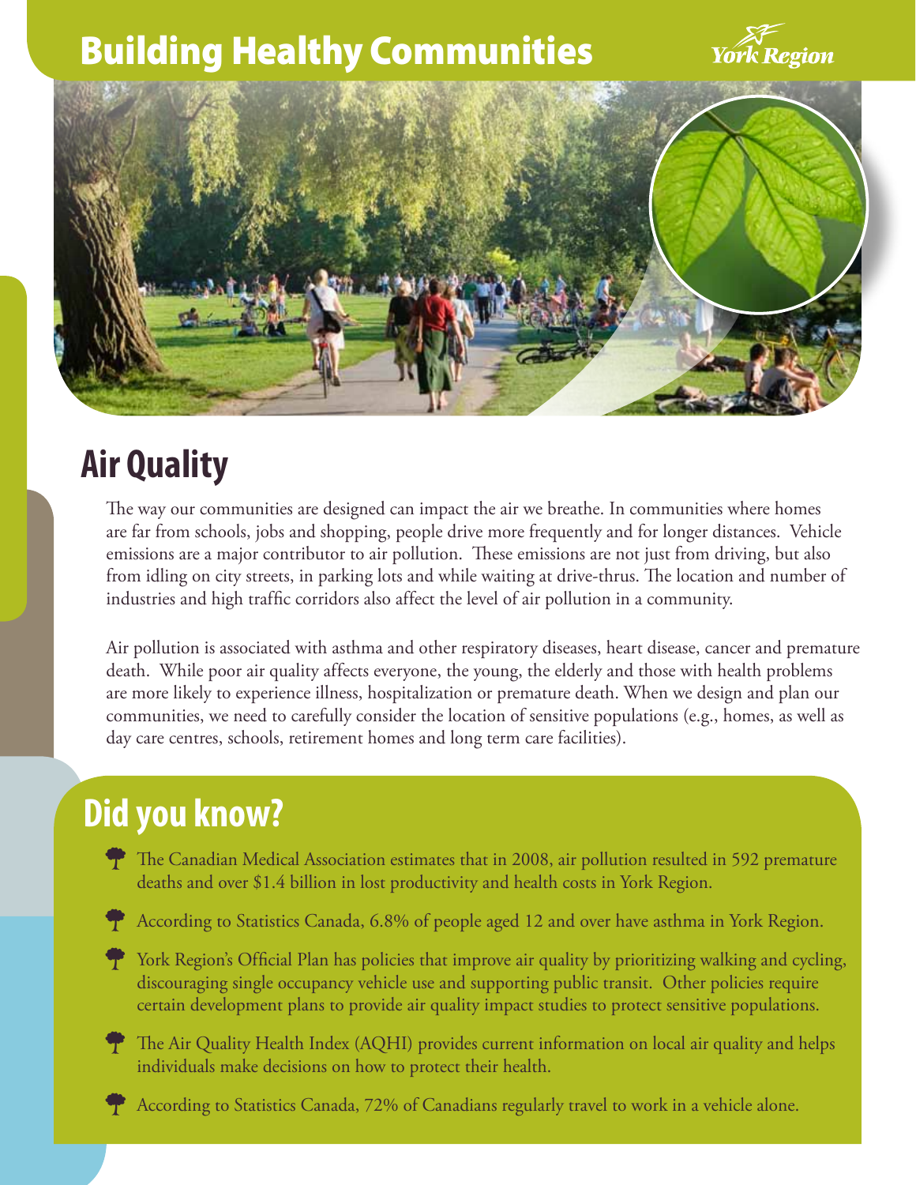# Building Healthy Communities

York Region

## Air Quality

The way our communities are designed can impact the air we breathe. In communities where homes are far from schools, jobs and shopping, people drive more frequently and for longer distances. Vehicle emissions are a major contributor to air pollution. These emissions are not just from driving, but also from idling on city streets, in parking lots and while waiting at drive-thrus. The location and number of industries and high traffic corridors also affect the level of air pollution in a community.

Air pollution is associated with asthma and other respiratory diseases, heart disease, cancer and premature death. While poor air quality affects everyone, the young, the elderly and those with health problems are more likely to experience illness, hospitalization or premature death. When we design and plan our communities, we need to carefully consider the location of sensitive populations (e.g., homes, as well as day care centres, schools, retirement homes and long term care facilities).

## Did you know?

- The Canadian Medical Association estimates that in 2008, air pollution resulted in 592 premature deaths and over $1.4 billion in lost productivity and health costs in York Region.
- According to Statistics Canada, 6.8% of people aged 12 and over have asthma in York Region.
- York Region's Official Plan has policies that improve air quality by prioritizing walking and cycling, discouraging single occupancy vehicle use and supporting public transit. Other policies require certain development plans to provide air quality impact studies to protect sensitive populations.
- The Air Quality Health Index (AQHI) provides current information on local air quality and helps individuals make decisions on how to protect their health.
- According to Statistics Canada, 72% of Canadians regularly travel to work in a vehicle alone.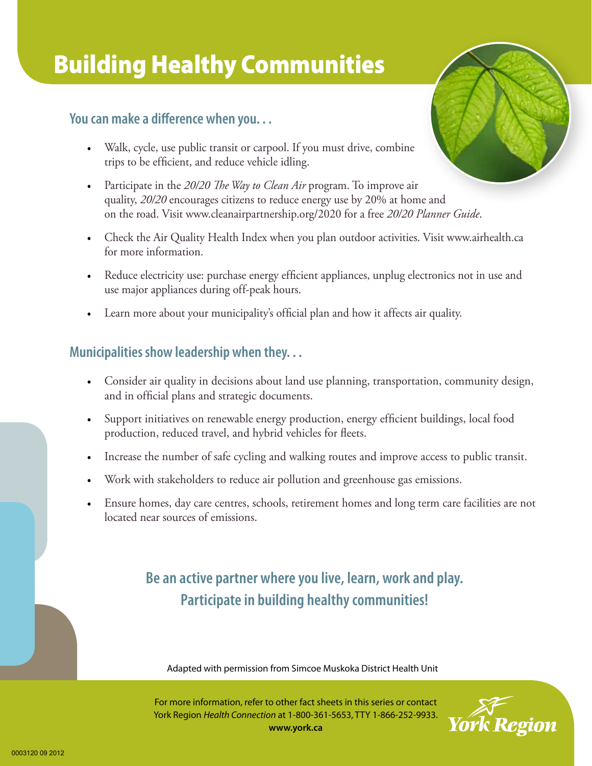# Building Healthy Communities

## You can make a difference when you. . .

- Walk, cycle, use public transit or carpool. If you must drive, combine trips to be efficient, and reduce vehicle idling.
- Participate in the *20/20 The Way to Clean Air* program. To improve air quality, *20/20* encourages citizens to reduce energy use by 20% at home and on the road. Visit www.cleanairpartnership.org/2020 for a free *20/20 Planner Guide*.
- Check the Air Quality Health Index when you plan outdoor activities. Visit www.airhealth.ca for more information.
- Reduce electricity use: purchase energy efficient appliances, unplug electronics not in use and use major appliances during off-peak hours.
- Learn more about your municipality's official plan and how it affects air quality.

## Municipalities show leadership when they. . .

- Consider air quality in decisions about land use planning, transportation, community design, and in official plans and strategic documents.
- Support initiatives on renewable energy production, energy efficient buildings, local food production, reduced travel, and hybrid vehicles for fleets.
- Increase the number of safe cycling and walking routes and improve access to public transit.
- Work with stakeholders to reduce air pollution and greenhouse gas emissions.
- Ensure homes, day care centres, schools, retirement homes and long term care facilities are not located near sources of emissions.

**Be an active partner where you live, learn, work and play.**
**Participate in building healthy communities!**

Adapted with permission from Simcoe Muskoka District Health Unit

For more information, refer to other fact sheets in this series or contact York Region *Health Connection* at 1-800-361-5653, TTY 1-866-252-9933.
**www.york.ca**

York Region

0003120 09 2012